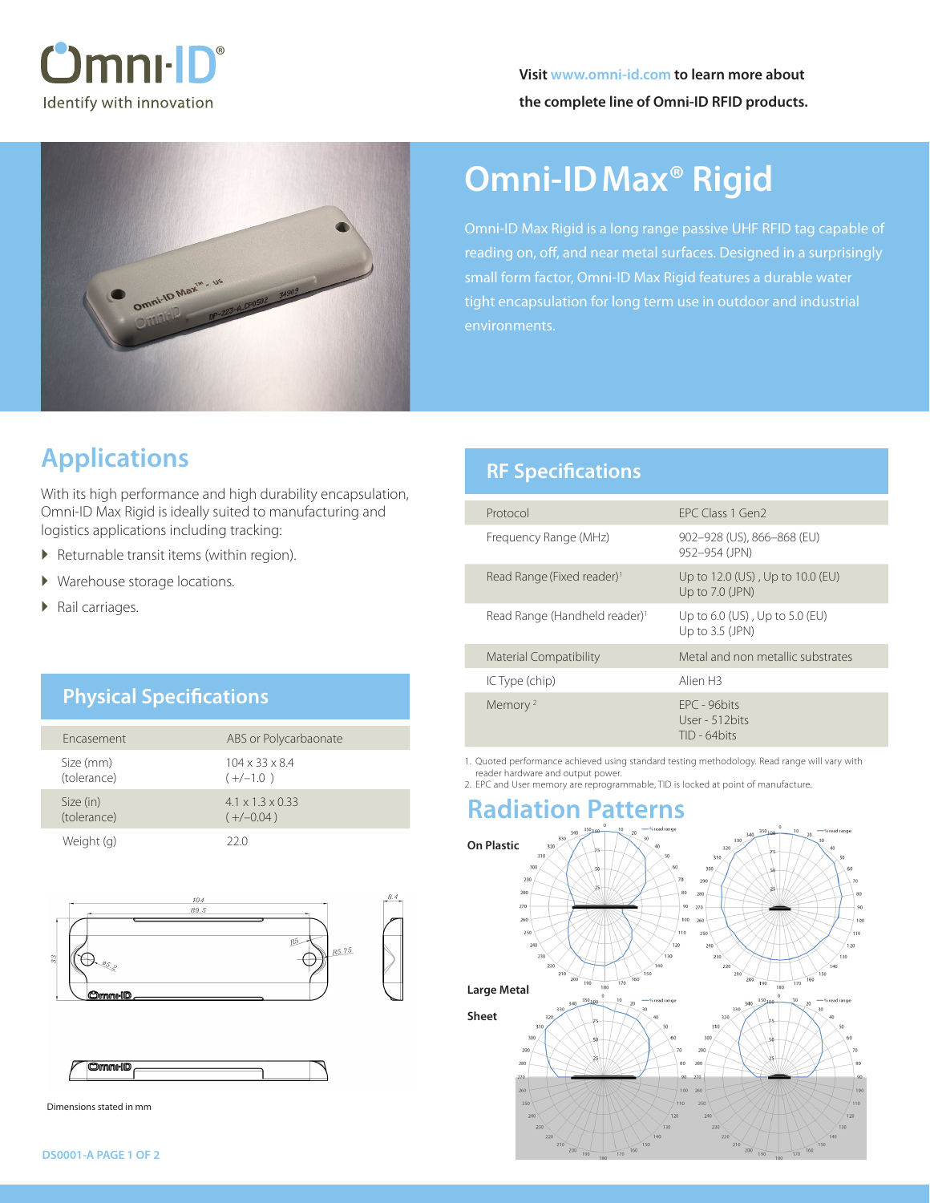Omni-ID®

Identify with innovation

**Visit www.omni-id.com to learn more about the complete line of Omni-ID RFID products.**

# Omni-ID Max® Rigid

Omni-ID Max Rigid is a long range passive UHF RFID tag capable of reading on, off, and near metal surfaces. Designed in a surprisingly small form factor, Omni-ID Max Rigid features a durable water tight encapsulation for long term use in outdoor and industrial environments.

## Applications

With its high performance and high durability encapsulation, Omni-ID Max Rigid is ideally suited to manufacturing and logistics applications including tracking:

- Returnable transit items (within region).
- Warehouse storage locations.
- Rail carriages.

## Physical Specifications

| | |
|---|---|
| Encasement | ABS or Polycarbaonate |
| Size (mm) (tolerance) | 104 x 33 x 8.4 ( +/–1.0 ) |
| Size (in) (tolerance) | 4.1 x 1.3 x 0.33 ( +/–0.04 ) |
| Weight (g) | 22.0 |

Dimensions stated in mm

## RF Specifications

| | |
|---|---|
| Protocol | EPC Class 1 Gen2 |
| Frequency Range (MHz) | 902–928 (US), 866–868 (EU) 952–954 (JPN) |
| Read Range (Fixed reader)[1] | Up to 12.0 (US) , Up to 10.0 (EU) Up to 7.0 (JPN) |
| Read Range (Handheld reader)[1] | Up to 6.0 (US) , Up to 5.0 (EU) Up to 3.5 (JPN) |
| Material Compatibility | Metal and non metallic substrates |
| IC Type (chip) | Alien H3 |
| Memory[2] | EPC - 96bits User - 512bits TID - 64bits |

1. Quoted performance achieved using standard testing methodology. Read range will vary with reader hardware and output power.
2. EPC and User memory are reprogrammable, TID is locked at point of manufacture.

## Radiation Patterns

On Plastic

Large Metal Sheet

DS0001-A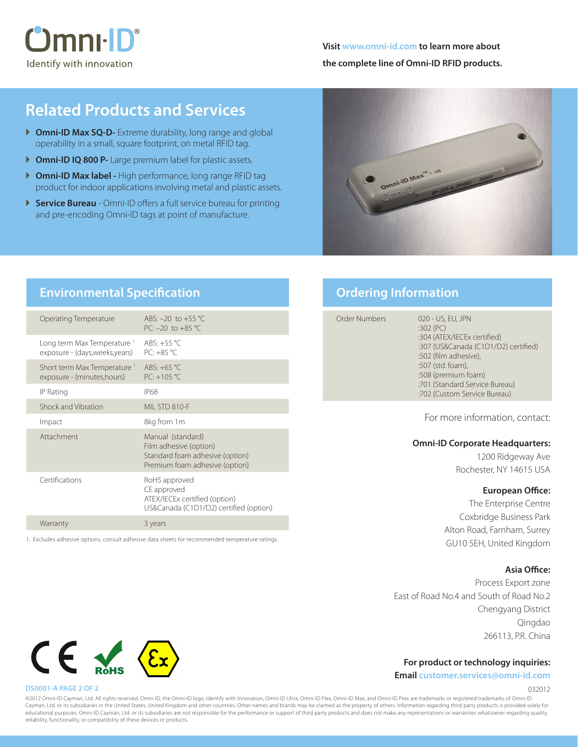Omni-ID
Identify with innovation

**Visit www.omni-id.com to learn more about the complete line of Omni-ID RFID products.**

## Related Products and Services

- **Omni-ID Max SQ-D-** Extreme durability, long range and global operability in a small, square footprint, on metal RFID tag.
- **Omni-ID IQ 800 P-** Large premium label for plastic assets.
- **Omni-ID Max label -** High performance, long range RFID tag product for indoor applications involving metal and plastic assets.
- **Service Bureau** - Omni-ID offers a full service bureau for printing and pre-encoding Omni-ID tags at point of manufacture.

## Environmental Specification

| | |
|---|---|
| Operating Temperature | ABS: –20 to +55 °C<br>PC: –20 to +85 °C |
| Long term Max Temperature [1] exposure - (days,weeks,years) | ABS: +55 °C<br>PC: +85 °C |
| Short term Max Temperature [1] exposure - (minutes,hours) | ABS: +65 °C<br>PC: +105 °C |
| IP Rating | IP68 |
| Shock and Vibration | MIL STD 810-F |
| Impact | 8kg from 1m |
| Attachment | Manual (standard)<br>Film adhesive (option)<br>Standard foam adhesive (option)<br>Premium foam adhesive (option) |
| Certifications | RoHS approved<br>CE approved<br>ATEX/IECEx certified (option)<br>US&Canada (C1D1/D2) certified (option) |
| Warranty | 3 years |

1. Excludes adhesive options, consult adhesive data sheets for recommended temperature ratings.

## Ordering Information

| | |
|---|---|
| Order Numbers | 020 - US, EU, JPN<br>:302 (PC)<br>:304 (ATEX/IECEx certified)<br>:307 (US&Canada (C1D1/D2) certified)<br>:502 (film adhesive),<br>:507 (std. foam),<br>:508 (premium foam)<br>:701 (Standard Service Bureau)<br>:702 (Custom Service Bureau) |

For more information, contact:

**Omni-ID Corporate Headquarters:**
1200 Ridgeway Ave
Rochester, NY 14615 USA

**European Office:**
The Enterprise Centre
Coxbridge Business Park
Alton Road, Farnham, Surrey
GU10 5EH, United Kingdom

**Asia Office:**
Process Export zone
East of Road No.4 and South of Road No.2
Chengyang District
Qingdao
266113, P.R. China

**For product or technology inquiries:**
**Email** customer.services@omni-id.com

DS0001-A

032012

©2012 Omni-ID Cayman, Ltd. All rights reserved. Omni-ID, the Omni-ID logo, Identify with Innovation, Omni-ID Ultra, Omni-ID Flex, Omni-ID Max, and Omni-ID Prox are trademarks or registered trademarks of Omni-ID Cayman, Ltd. or its subsidiaries in the United States, United Kingdom and other countries. Other names and brands may be claimed as the property of others. Information regarding third party products is provided solely for educational purposes. Omni-ID Cayman, Ltd. or its subsidiaries are not responsible for the performance or support of third party products and does not make any representations or warranties whatsoever regarding quality, reliability, functionality, or compatibility of these devices or products.